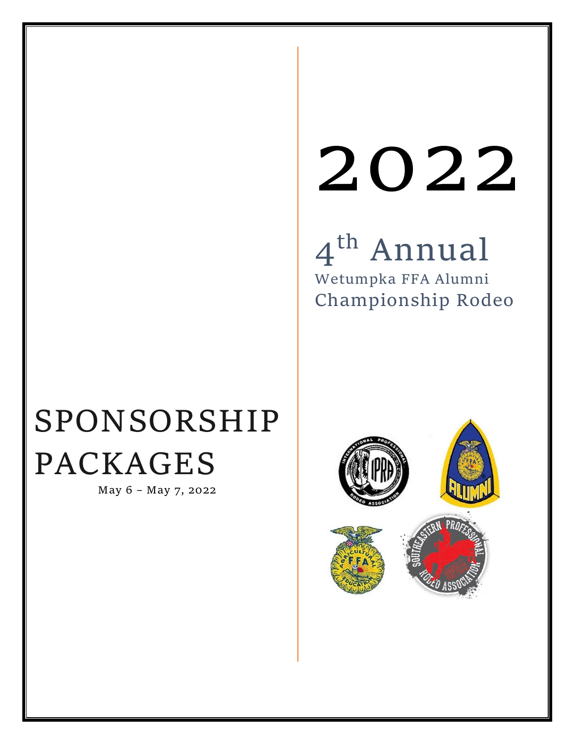# 2022

## 4th Annual

Wetumpka FFA Alumni

Championship Rodeo

# SPONSORSHIP PACKAGES

May 6 – May 7, 2022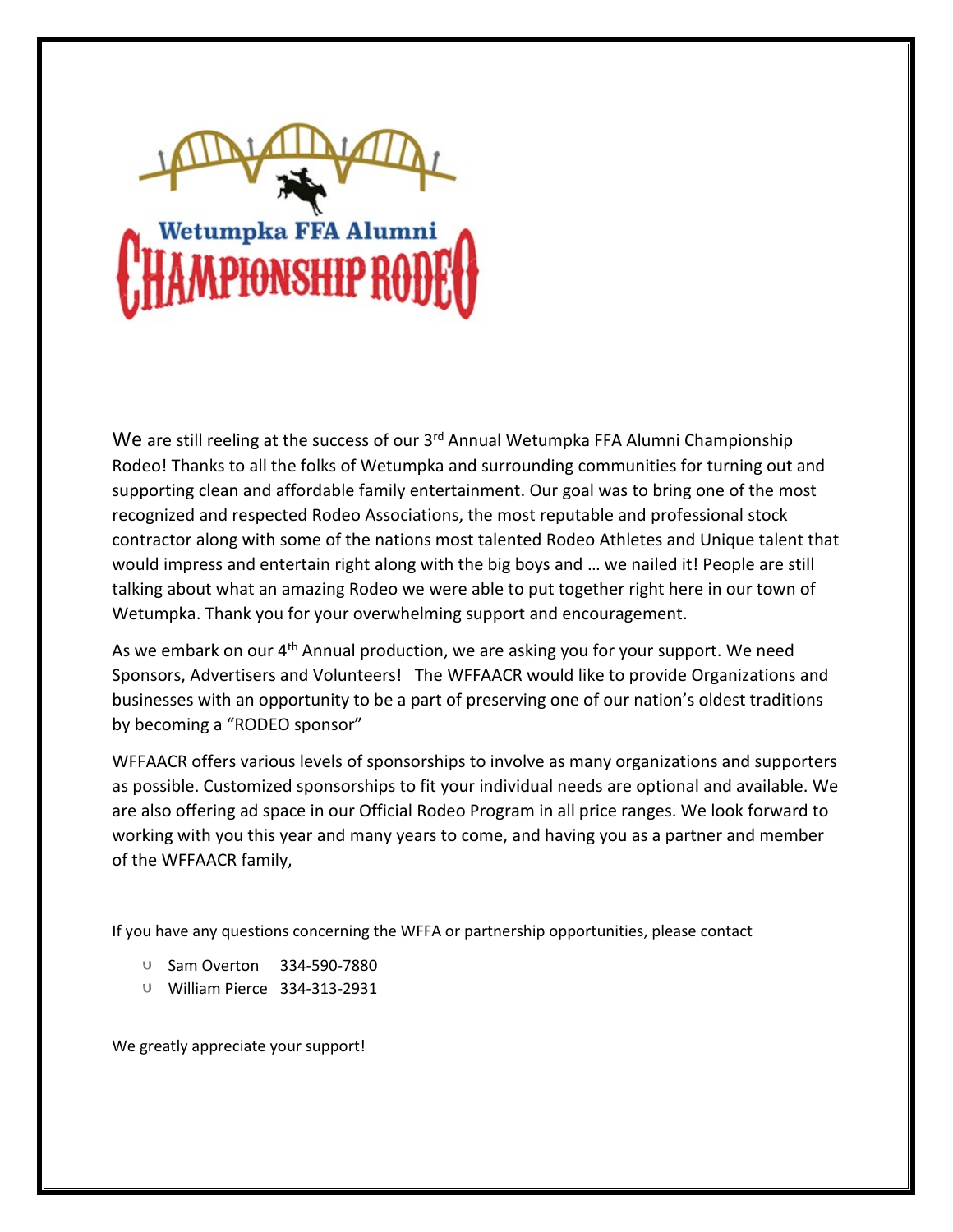# Wetumpka FFA Alumni Championship Rodeo

We are still reeling at the success of our 3rd Annual Wetumpka FFA Alumni Championship Rodeo! Thanks to all the folks of Wetumpka and surrounding communities for turning out and supporting clean and affordable family entertainment. Our goal was to bring one of the most recognized and respected Rodeo Associations, the most reputable and professional stock contractor along with some of the nations most talented Rodeo Athletes and Unique talent that would impress and entertain right along with the big boys and … we nailed it! People are still talking about what an amazing Rodeo we were able to put together right here in our town of Wetumpka. Thank you for your overwhelming support and encouragement.

As we embark on our 4th Annual production, we are asking you for your support. We need Sponsors, Advertisers and Volunteers! The WFFAACR would like to provide Organizations and businesses with an opportunity to be a part of preserving one of our nation's oldest traditions by becoming a "RODEO sponsor"

WFFAACR offers various levels of sponsorships to involve as many organizations and supporters as possible. Customized sponsorships to fit your individual needs are optional and available. We are also offering ad space in our Official Rodeo Program in all price ranges. We look forward to working with you this year and many years to come, and having you as a partner and member of the WFFAACR family,

If you have any questions concerning the WFFA or partnership opportunities, please contact

- Sam Overton 334-590-7880
- William Pierce 334-313-2931

We greatly appreciate your support!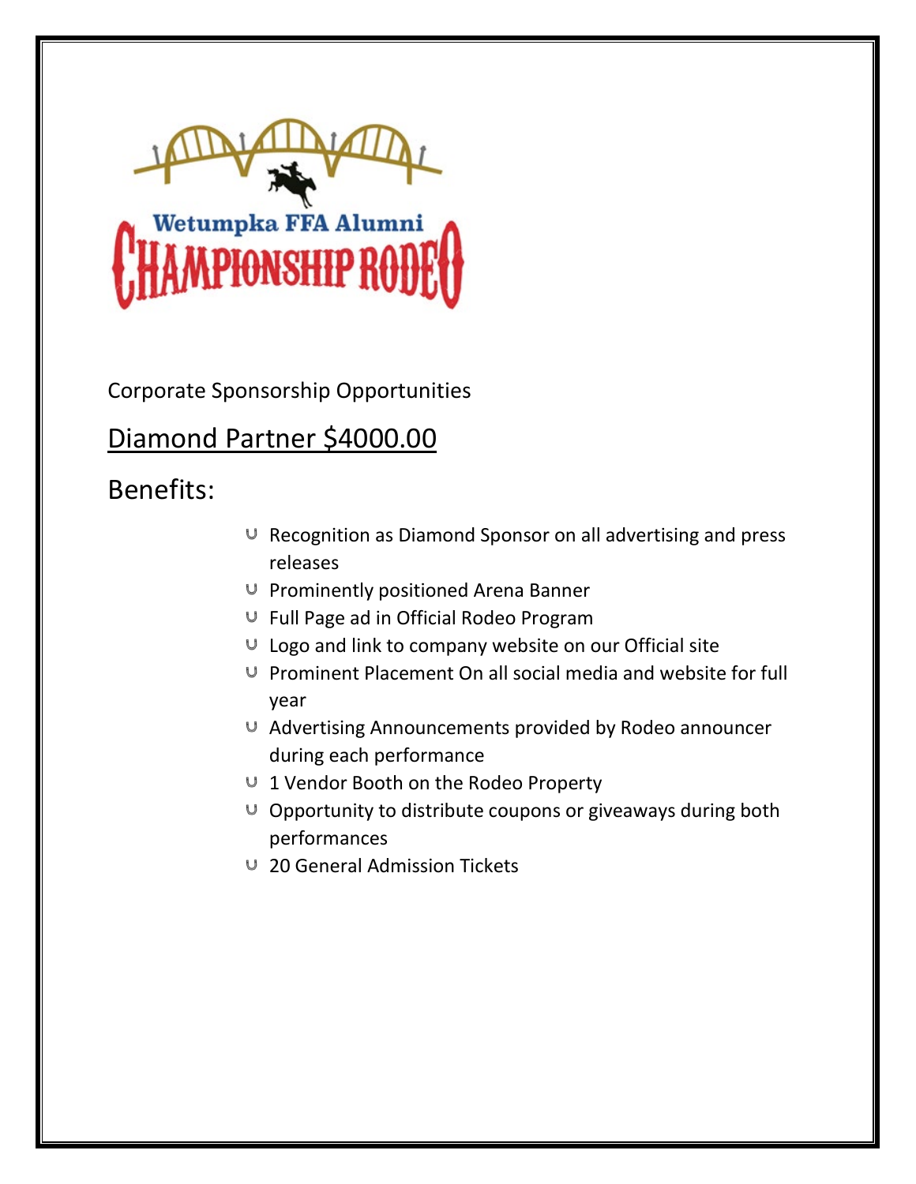Wetumpka FFA Alumni

CHAMPIONSHIP RODEO

Corporate Sponsorship Opportunities

## Diamond Partner $4000.00

## Benefits:

- Recognition as Diamond Sponsor on all advertising and press releases
- Prominently positioned Arena Banner
- Full Page ad in Official Rodeo Program
- Logo and link to company website on our Official site
- Prominent Placement On all social media and website for full year
- Advertising Announcements provided by Rodeo announcer during each performance
- 1 Vendor Booth on the Rodeo Property
- Opportunity to distribute coupons or giveaways during both performances
- 20 General Admission Tickets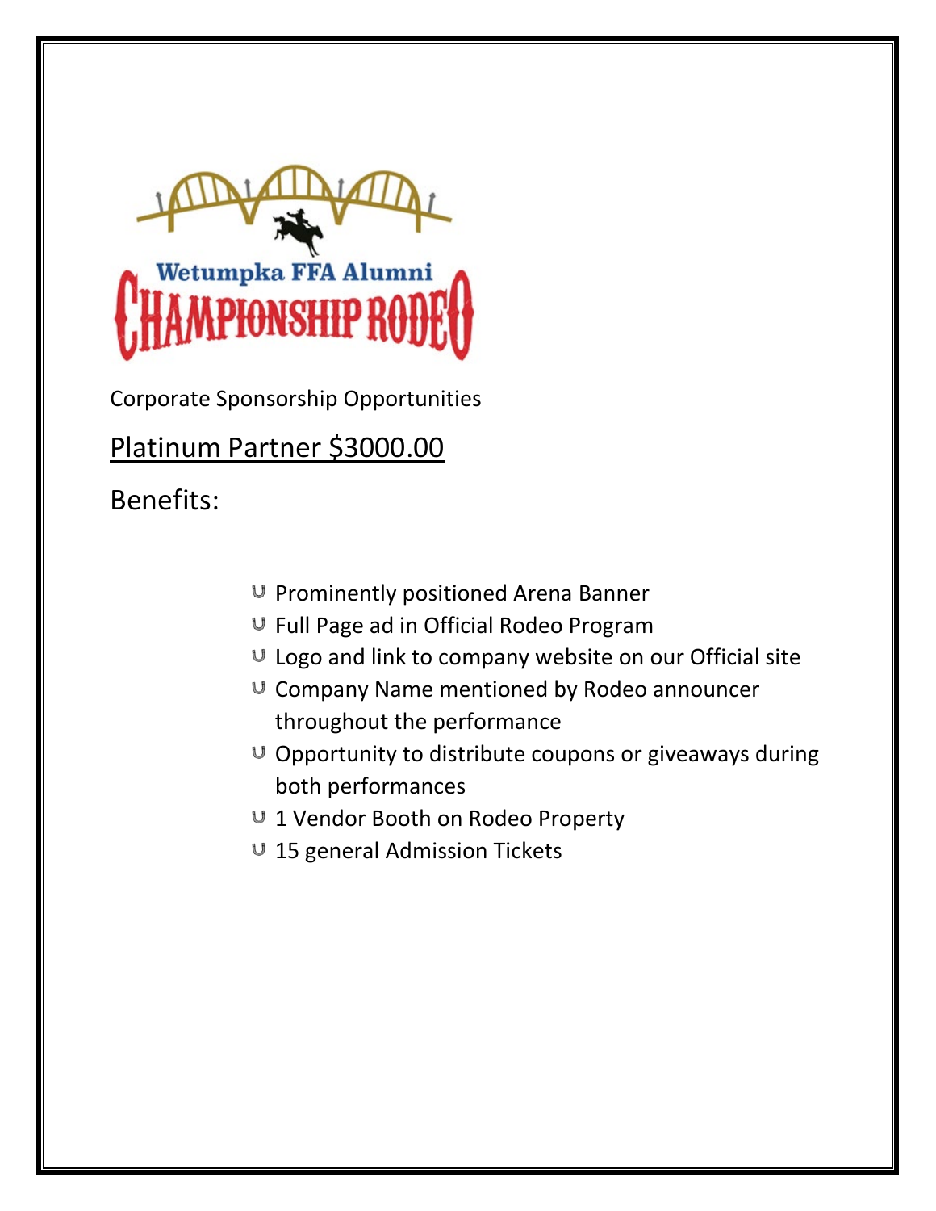Wetumpka FFA Alumni

CHAMPIONSHIP RODEO

Corporate Sponsorship Opportunities

## Platinum Partner $3000.00

Benefits:

- Prominently positioned Arena Banner
- Full Page ad in Official Rodeo Program
- Logo and link to company website on our Official site
- Company Name mentioned by Rodeo announcer throughout the performance
- Opportunity to distribute coupons or giveaways during both performances
- 1 Vendor Booth on Rodeo Property
- 15 general Admission Tickets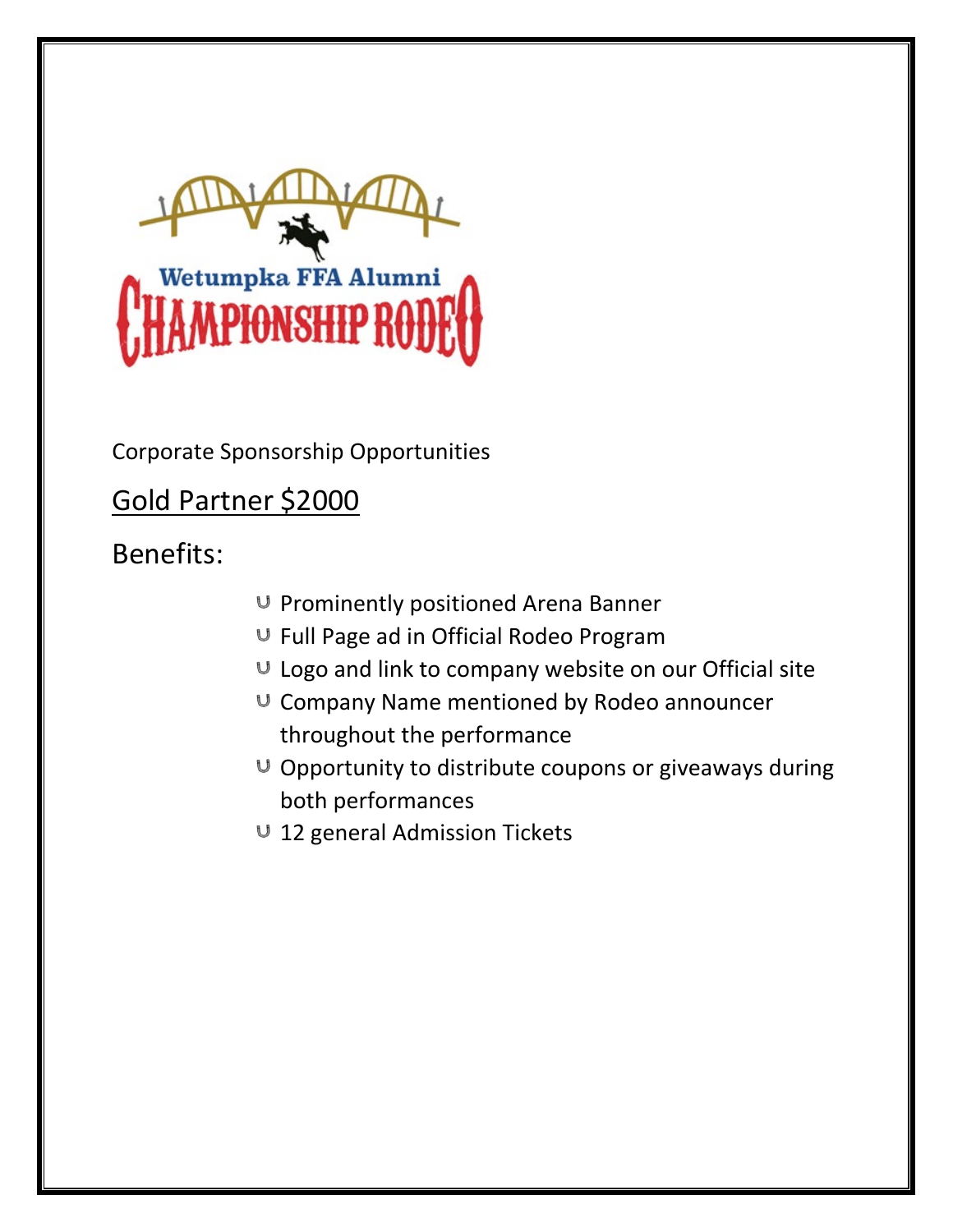Wetumpka FFA Alumni

CHAMPIONSHIP RODEO

Corporate Sponsorship Opportunities

## Gold Partner $2000

### Benefits:

- Prominently positioned Arena Banner
- Full Page ad in Official Rodeo Program
- Logo and link to company website on our Official site
- Company Name mentioned by Rodeo announcer throughout the performance
- Opportunity to distribute coupons or giveaways during both performances
- 12 general Admission Tickets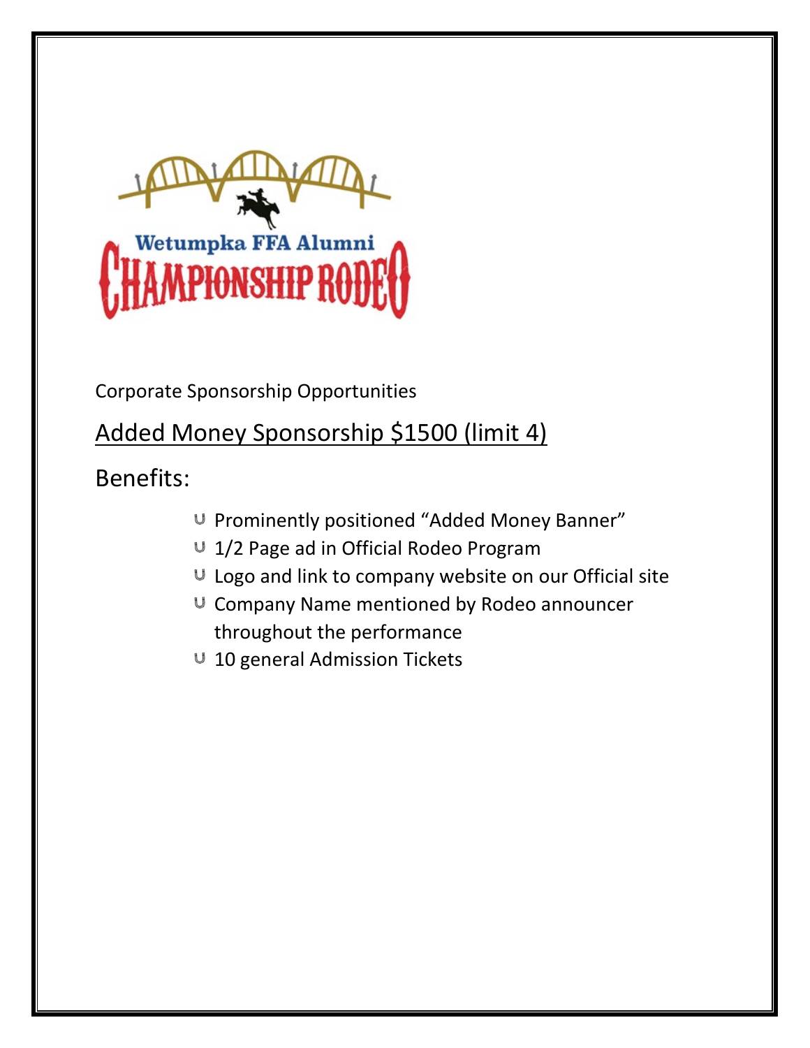Wetumpka FFA Alumni

CHAMPIONSHIP RODEO

Corporate Sponsorship Opportunities

## Added Money Sponsorship $1500 (limit 4)

### Benefits:

- Prominently positioned “Added Money Banner”
- 1/2 Page ad in Official Rodeo Program
- Logo and link to company website on our Official site
- Company Name mentioned by Rodeo announcer throughout the performance
- 10 general Admission Tickets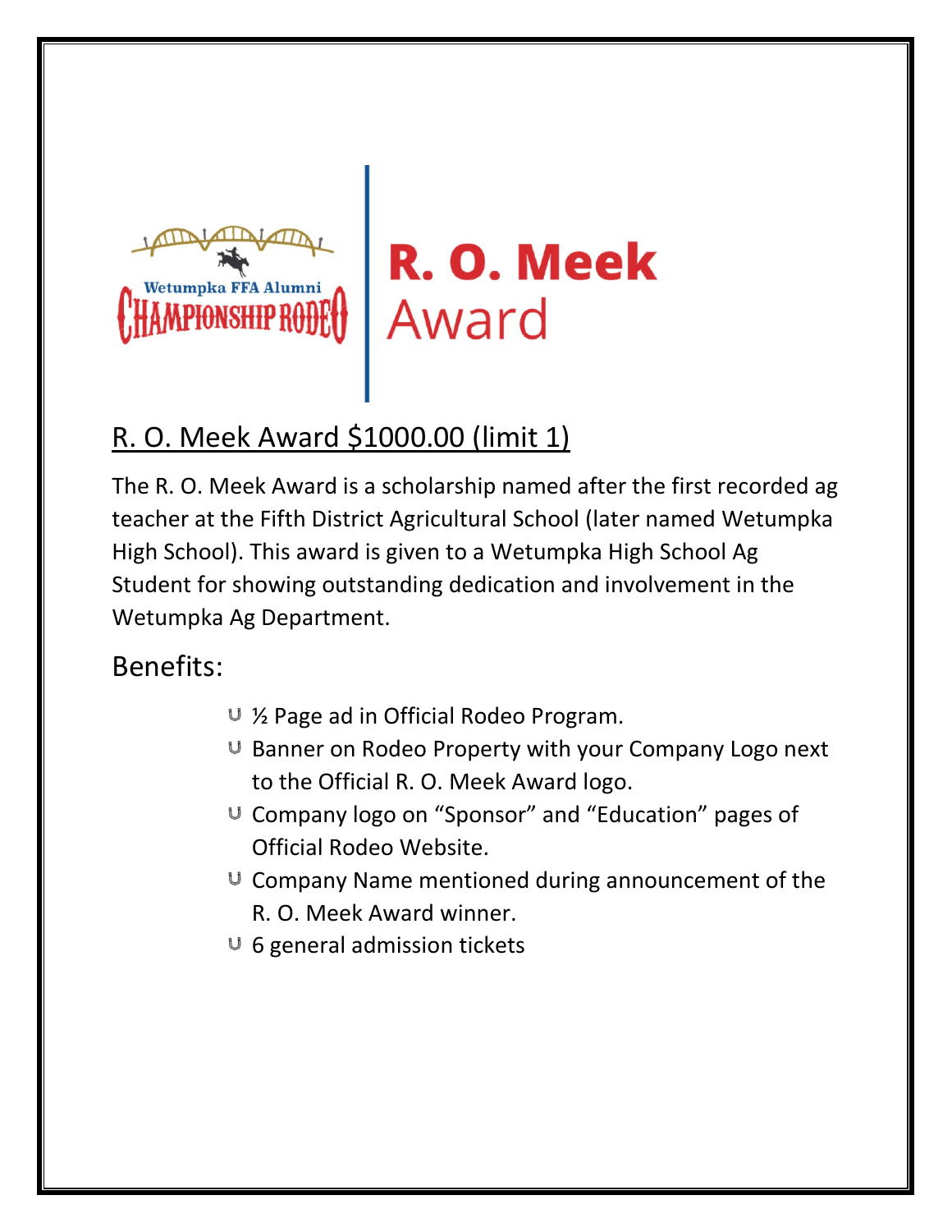Wetumpka FFA Alumni CHAMPIONSHIP RODEO

# R. O. Meek Award

## R. O. Meek Award $1000.00 (limit 1)

The R. O. Meek Award is a scholarship named after the first recorded ag teacher at the Fifth District Agricultural School (later named Wetumpka High School). This award is given to a Wetumpka High School Ag Student for showing outstanding dedication and involvement in the Wetumpka Ag Department.

## Benefits:

- ½ Page ad in Official Rodeo Program.
- Banner on Rodeo Property with your Company Logo next to the Official R. O. Meek Award logo.
- Company logo on "Sponsor" and "Education" pages of Official Rodeo Website.
- Company Name mentioned during announcement of the R. O. Meek Award winner.
- 6 general admission tickets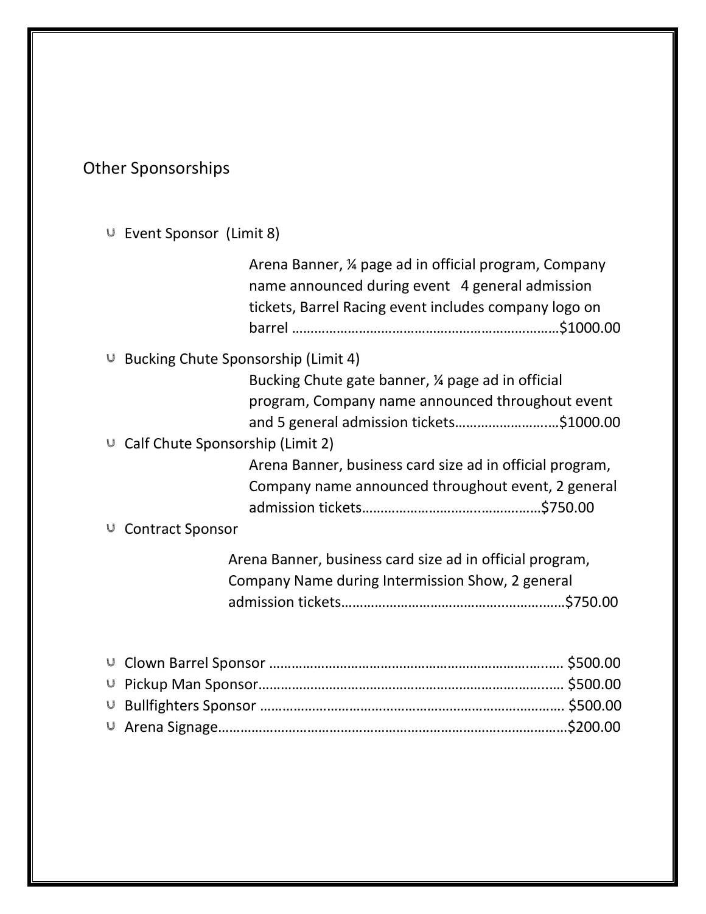## Other Sponsorships

- Event Sponsor (Limit 8)

  Arena Banner, ¼ page ad in official program, Company name announced during event 4 general admission tickets, Barrel Racing event includes company logo on barrel ……………………………………………………………$1000.00

- Bucking Chute Sponsorship (Limit 4)

  Bucking Chute gate banner, ¼ page ad in official program, Company name announced throughout event and 5 general admission tickets………………………$1000.00

- Calf Chute Sponsorship (Limit 2)

  Arena Banner, business card size ad in official program, Company name announced throughout event, 2 general admission tickets…………………………………………$750.00

- Contract Sponsor

  Arena Banner, business card size ad in official program, Company Name during Intermission Show, 2 general admission tickets……………………………………………………$750.00

- Clown Barrel Sponsor ……………………………………………………………… $500.00
- Pickup Man Sponsor……………………………………………………………… $500.00
- Bullfighters Sponsor ……………………………………………………………… $500.00
- Arena Signage……………………………………………………………………………$200.00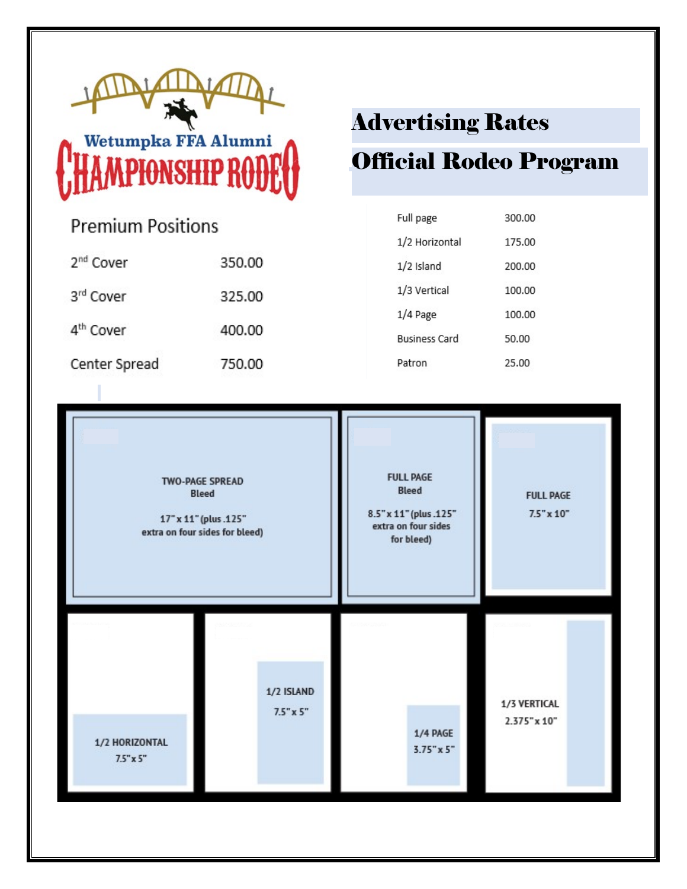Wetumpka FFA Alumni

CHAMPIONSHIP RODEO

# Advertising Rates

# Official Rodeo Program

## Premium Positions

| Position | Rate |
|---|---|
| 2nd Cover | 350.00 |
| 3rd Cover | 325.00 |
| 4th Cover | 400.00 |
| Center Spread | 750.00 |

| Ad Size | Rate |
|---|---|
| Full page | 300.00 |
| 1/2 Horizontal | 175.00 |
| 1/2 Island | 200.00 |
| 1/3 Vertical | 100.00 |
| 1/4 Page | 100.00 |
| Business Card | 50.00 |
| Patron | 25.00 |

TWO-PAGE SPREAD
Bleed
17" x 11" (plus .125" extra on four sides for bleed)

FULL PAGE
Bleed
8.5" x 11" (plus .125" extra on four sides for bleed)

FULL PAGE
7.5" x 10"

1/2 HORIZONTAL
7.5" x 5"

1/2 ISLAND
7.5" x 5"

1/4 PAGE
3.75" x 5"

1/3 VERTICAL
2.375" x 10"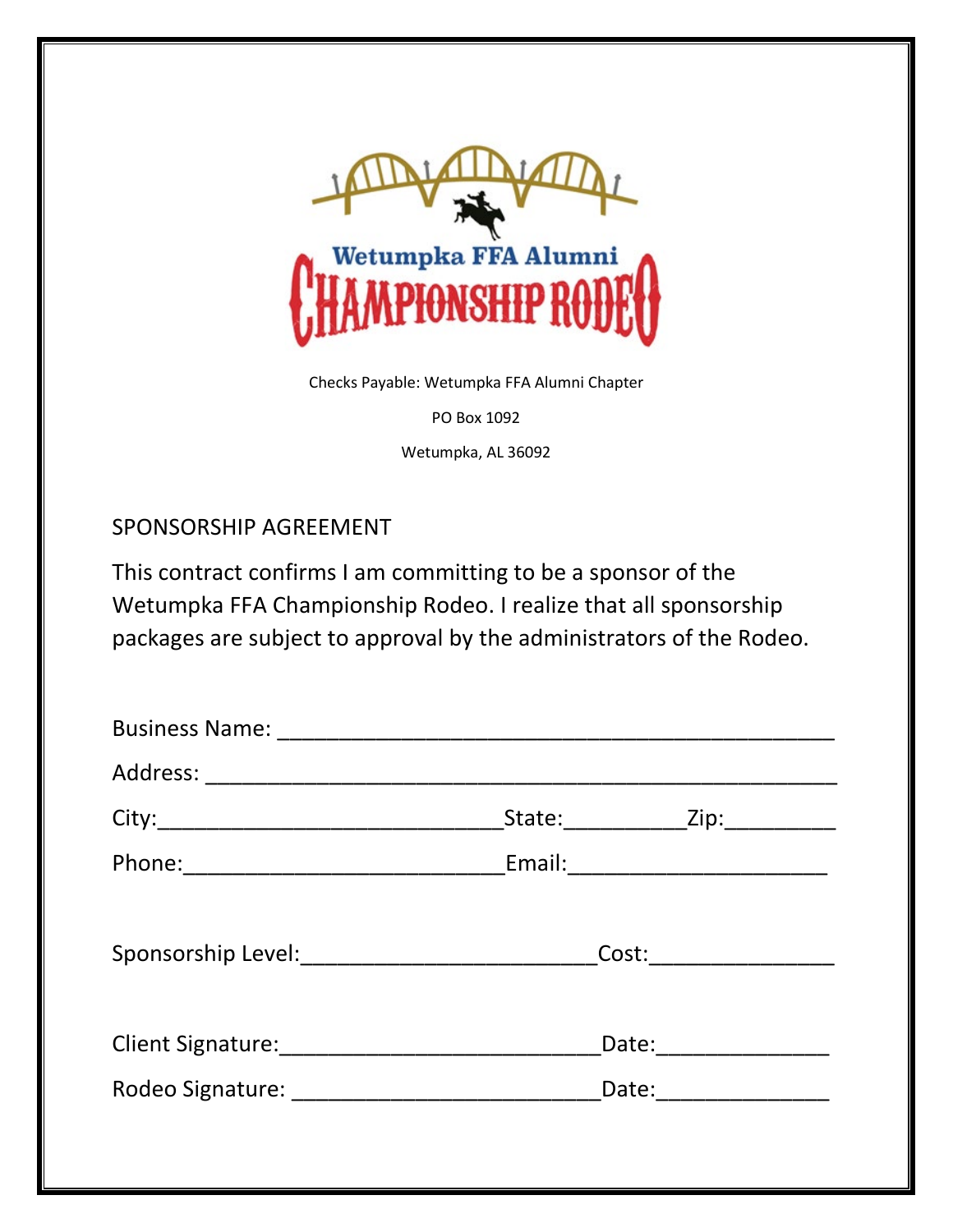Wetumpka FFA Alumni

CHAMPIONSHIP RODEO

Checks Payable: Wetumpka FFA Alumni Chapter

PO Box 1092

Wetumpka, AL 36092

SPONSORSHIP AGREEMENT

This contract confirms I am committing to be a sponsor of the Wetumpka FFA Championship Rodeo. I realize that all sponsorship packages are subject to approval by the administrators of the Rodeo.

Business Name: ____________________________________________

Address: ________________________________________________

City:____________________________State:__________Zip:_________

Phone:__________________________Email:_____________________

Sponsorship Level:________________________Cost:_______________

Client Signature:__________________________Date:______________

Rodeo Signature: _________________________Date:______________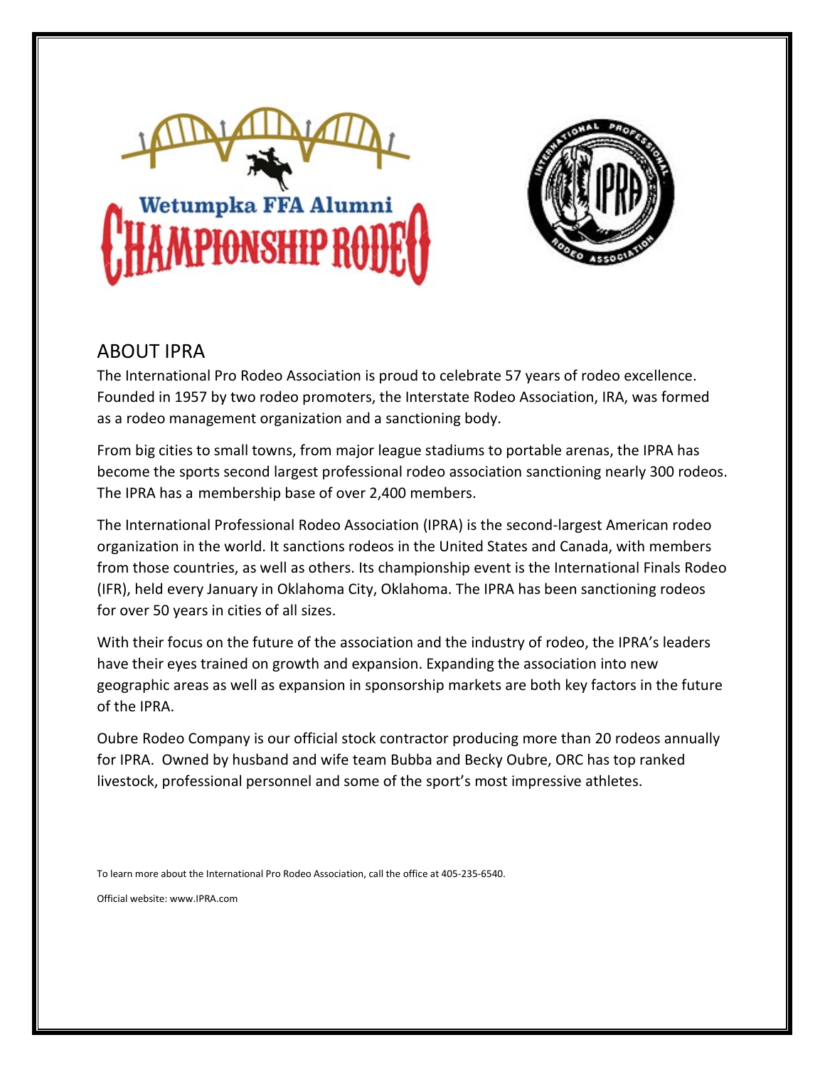## ABOUT IPRA

The International Pro Rodeo Association is proud to celebrate 57 years of rodeo excellence. Founded in 1957 by two rodeo promoters, the Interstate Rodeo Association, IRA, was formed as a rodeo management organization and a sanctioning body.

From big cities to small towns, from major league stadiums to portable arenas, the IPRA has become the sports second largest professional rodeo association sanctioning nearly 300 rodeos. The IPRA has a membership base of over 2,400 members.

The International Professional Rodeo Association (IPRA) is the second-largest American rodeo organization in the world. It sanctions rodeos in the United States and Canada, with members from those countries, as well as others. Its championship event is the International Finals Rodeo (IFR), held every January in Oklahoma City, Oklahoma. The IPRA has been sanctioning rodeos for over 50 years in cities of all sizes.

With their focus on the future of the association and the industry of rodeo, the IPRA's leaders have their eyes trained on growth and expansion. Expanding the association into new geographic areas as well as expansion in sponsorship markets are both key factors in the future of the IPRA.

Oubre Rodeo Company is our official stock contractor producing more than 20 rodeos annually for IPRA. Owned by husband and wife team Bubba and Becky Oubre, ORC has top ranked livestock, professional personnel and some of the sport's most impressive athletes.

To learn more about the International Pro Rodeo Association, call the office at 405-235-6540.

Official website: www.IPRA.com